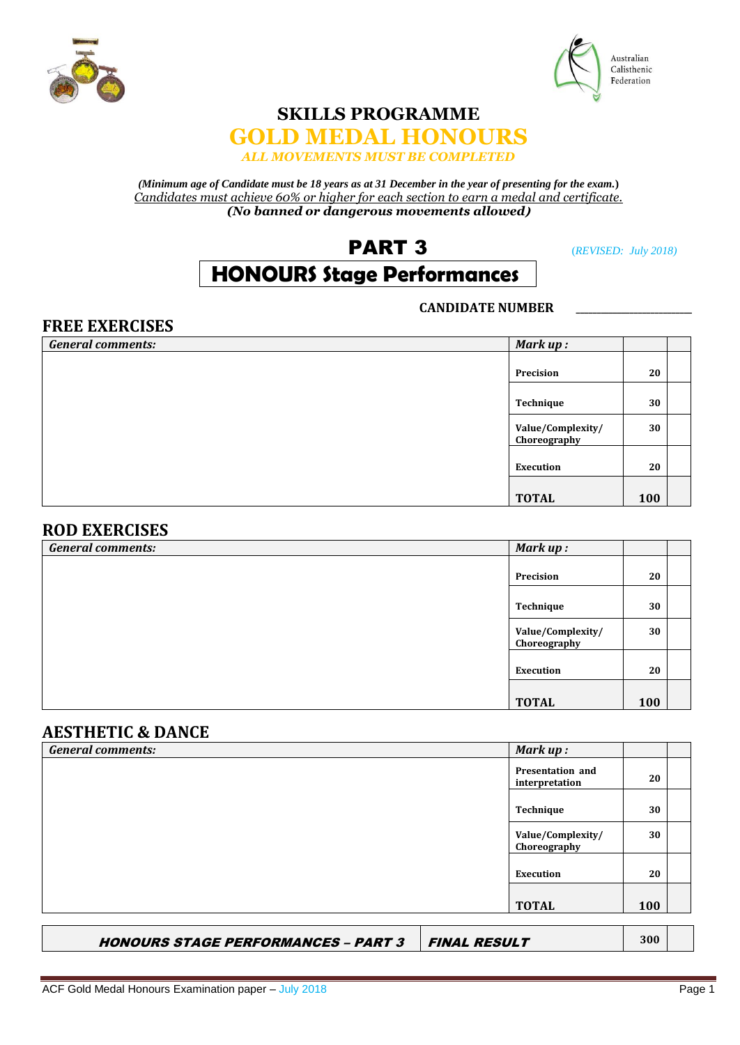Australian Calisthenic Federation

# SKILLS PROGRAMME

# GOLD MEDAL HONOURS

***ALL MOVEMENTS MUST BE COMPLETED***

***(Minimum age of Candidate must be 18 years as at 31 December in the year of presenting for the exam.)***

*Candidates must achieve 60% or higher for each section to earn a medal and certificate.*

***(No banned or dangerous movements allowed)***

## PART 3

*(REVISED: July 2018)*

## HONOURS Stage Performances

**CANDIDATE NUMBER** ______________________

### FREE EXERCISES

| ***General comments:*** | ***Mark up :*** | | |
|---|---|---|---|
| | **Precision** | **20** | |
| | **Technique** | **30** | |
| | **Value/Complexity/ Choreography** | **30** | |
| | **Execution** | **20** | |
| | **TOTAL** | **100** | |

### ROD EXERCISES

| ***General comments:*** | ***Mark up :*** | | |
|---|---|---|---|
| | **Precision** | **20** | |
| | **Technique** | **30** | |
| | **Value/Complexity/ Choreography** | **30** | |
| | **Execution** | **20** | |
| | **TOTAL** | **100** | |

### AESTHETIC & DANCE

| ***General comments:*** | ***Mark up :*** | | |
|---|---|---|---|
| | **Presentation and interpretation** | **20** | |
| | **Technique** | **30** | |
| | **Value/Complexity/ Choreography** | **30** | |
| | **Execution** | **20** | |
| | **TOTAL** | **100** | |

| ***HONOURS STAGE PERFORMANCES – PART 3*** | ***FINAL RESULT*** | **300** | |
|---|---|---|---|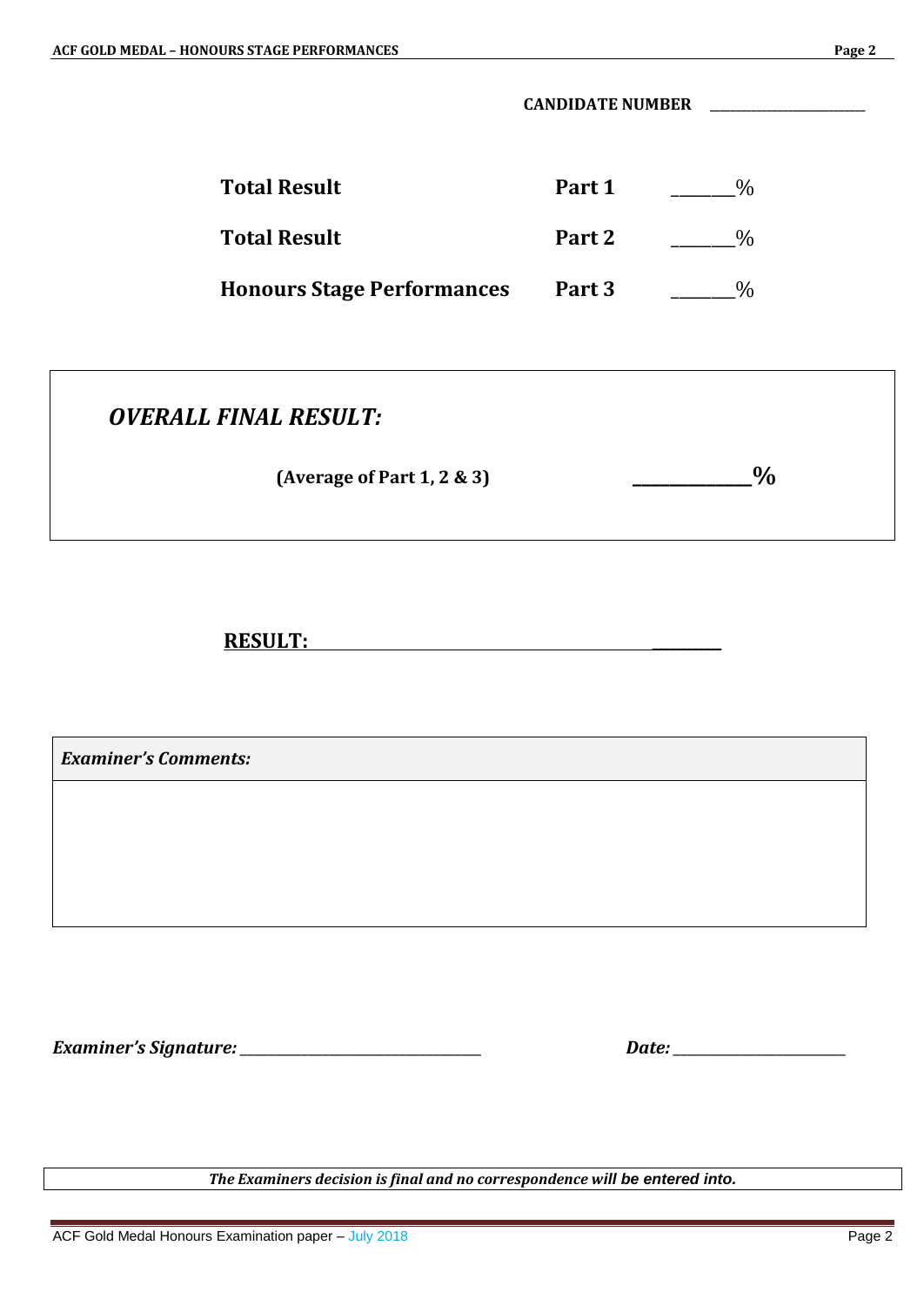**CANDIDATE NUMBER** ____________________

| | | |
|---|---|---|
| **Total Result** | **Part 1** | ______% |
| **Total Result** | **Part 2** | ______% |
| **Honours Stage Performances** | **Part 3** | ______% |

***OVERALL FINAL RESULT:***

**(Average of Part 1, 2 & 3)** ____________**%**

**RESULT:** ________

***Examiner's Comments:***

***Examiner's Signature:*** ______________________________ ***Date:*** ____________________

***The Examiners decision is final and no correspondence will be entered into.***